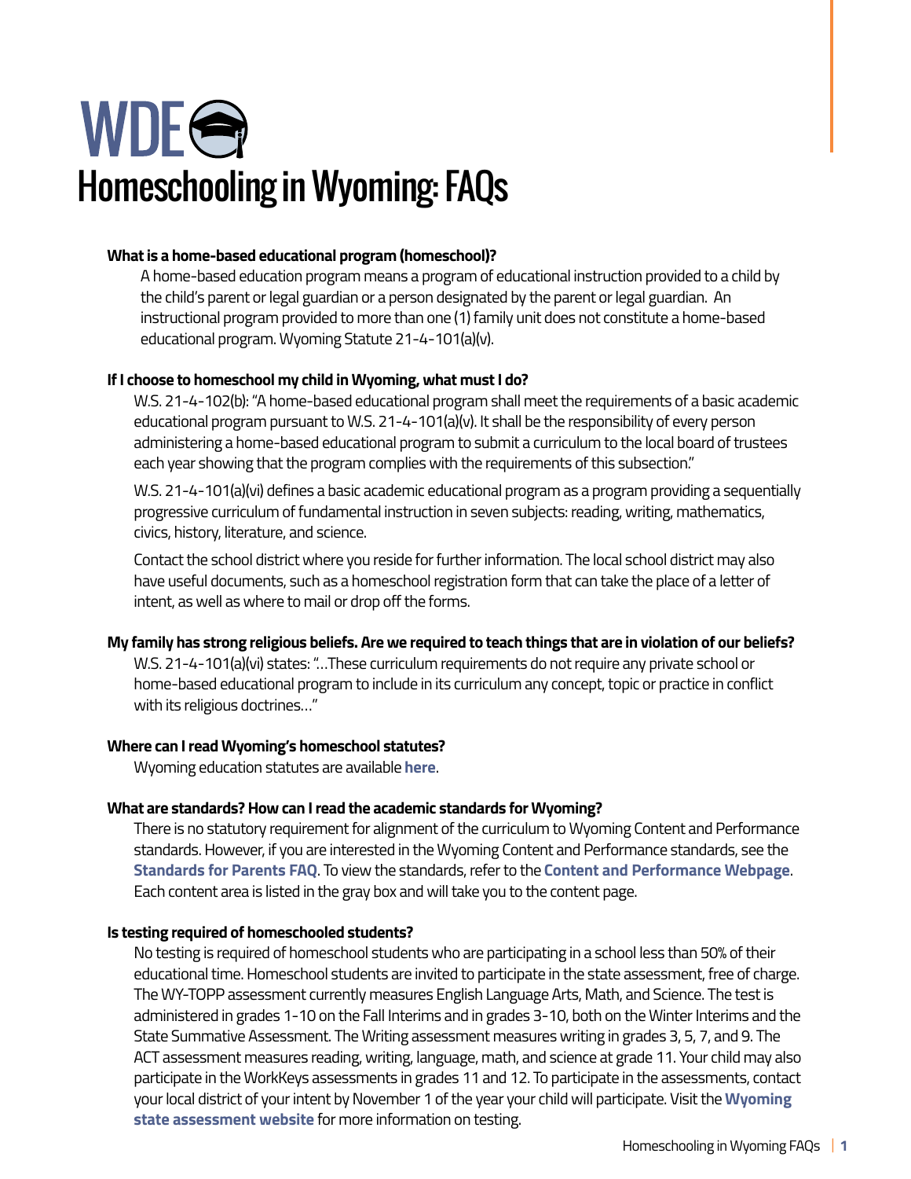# WDE

# Homeschooling in Wyoming: FAQs

**What is a home-based educational program (homeschool)?**

A home-based education program means a program of educational instruction provided to a child by the child's parent or legal guardian or a person designated by the parent or legal guardian. An instructional program provided to more than one (1) family unit does not constitute a home-based educational program. Wyoming Statute 21-4-101(a)(v).

**If I choose to homeschool my child in Wyoming, what must I do?**

W.S. 21-4-102(b): "A home-based educational program shall meet the requirements of a basic academic educational program pursuant to W.S. 21-4-101(a)(v). It shall be the responsibility of every person administering a home-based educational program to submit a curriculum to the local board of trustees each year showing that the program complies with the requirements of this subsection."

W.S. 21-4-101(a)(vi) defines a basic academic educational program as a program providing a sequentially progressive curriculum of fundamental instruction in seven subjects: reading, writing, mathematics, civics, history, literature, and science.

Contact the school district where you reside for further information. The local school district may also have useful documents, such as a homeschool registration form that can take the place of a letter of intent, as well as where to mail or drop off the forms.

**My family has strong religious beliefs. Are we required to teach things that are in violation of our beliefs?**

W.S. 21-4-101(a)(vi) states: "...These curriculum requirements do not require any private school or home-based educational program to include in its curriculum any concept, topic or practice in conflict with its religious doctrines..."

**Where can I read Wyoming's homeschool statutes?**

Wyoming education statutes are available **here**.

**What are standards? How can I read the academic standards for Wyoming?**

There is no statutory requirement for alignment of the curriculum to Wyoming Content and Performance standards. However, if you are interested in the Wyoming Content and Performance standards, see the **Standards for Parents FAQ**. To view the standards, refer to the **Content and Performance Webpage**. Each content area is listed in the gray box and will take you to the content page.

**Is testing required of homeschooled students?**

No testing is required of homeschool students who are participating in a school less than 50% of their educational time. Homeschool students are invited to participate in the state assessment, free of charge. The WY-TOPP assessment currently measures English Language Arts, Math, and Science. The test is administered in grades 1-10 on the Fall Interims and in grades 3-10, both on the Winter Interims and the State Summative Assessment. The Writing assessment measures writing in grades 3, 5, 7, and 9. The ACT assessment measures reading, writing, language, math, and science at grade 11. Your child may also participate in the WorkKeys assessments in grades 11 and 12. To participate in the assessments, contact your local district of your intent by November 1 of the year your child will participate. Visit the **Wyoming state assessment website** for more information on testing.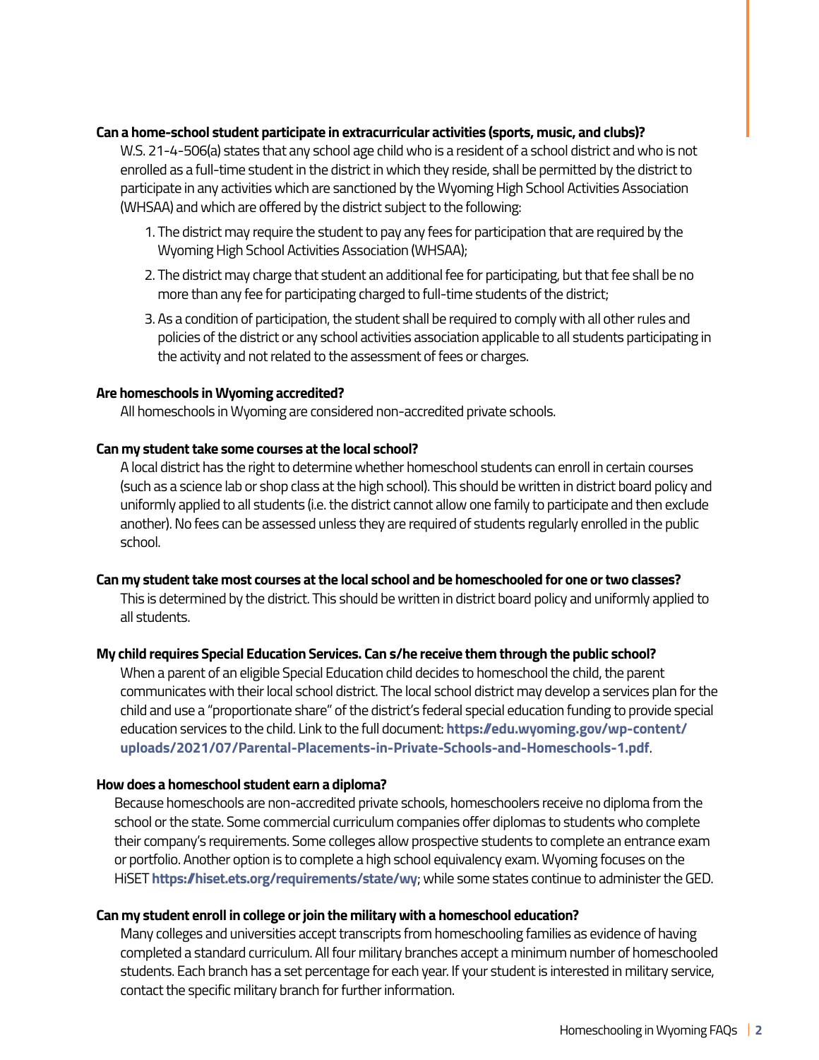**Can a home-school student participate in extracurricular activities (sports, music, and clubs)?**

W.S. 21-4-506(a) states that any school age child who is a resident of a school district and who is not enrolled as a full-time student in the district in which they reside, shall be permitted by the district to participate in any activities which are sanctioned by the Wyoming High School Activities Association (WHSAA) and which are offered by the district subject to the following:

1. The district may require the student to pay any fees for participation that are required by the Wyoming High School Activities Association (WHSAA);
2. The district may charge that student an additional fee for participating, but that fee shall be no more than any fee for participating charged to full-time students of the district;
3. As a condition of participation, the student shall be required to comply with all other rules and policies of the district or any school activities association applicable to all students participating in the activity and not related to the assessment of fees or charges.

**Are homeschools in Wyoming accredited?**

All homeschools in Wyoming are considered non-accredited private schools.

**Can my student take some courses at the local school?**

A local district has the right to determine whether homeschool students can enroll in certain courses (such as a science lab or shop class at the high school). This should be written in district board policy and uniformly applied to all students (i.e. the district cannot allow one family to participate and then exclude another). No fees can be assessed unless they are required of students regularly enrolled in the public school.

**Can my student take most courses at the local school and be homeschooled for one or two classes?**

This is determined by the district. This should be written in district board policy and uniformly applied to all students.

**My child requires Special Education Services. Can s/he receive them through the public school?**

When a parent of an eligible Special Education child decides to homeschool the child, the parent communicates with their local school district. The local school district may develop a services plan for the child and use a "proportionate share" of the district's federal special education funding to provide special education services to the child. Link to the full document: **https://edu.wyoming.gov/wp-content/uploads/2021/07/Parental-Placements-in-Private-Schools-and-Homeschools-1.pdf**.

**How does a homeschool student earn a diploma?**

Because homeschools are non-accredited private schools, homeschoolers receive no diploma from the school or the state. Some commercial curriculum companies offer diplomas to students who complete their company's requirements. Some colleges allow prospective students to complete an entrance exam or portfolio. Another option is to complete a high school equivalency exam. Wyoming focuses on the HiSET **https://hiset.ets.org/requirements/state/wy**; while some states continue to administer the GED.

**Can my student enroll in college or join the military with a homeschool education?**

Many colleges and universities accept transcripts from homeschooling families as evidence of having completed a standard curriculum. All four military branches accept a minimum number of homeschooled students. Each branch has a set percentage for each year. If your student is interested in military service, contact the specific military branch for further information.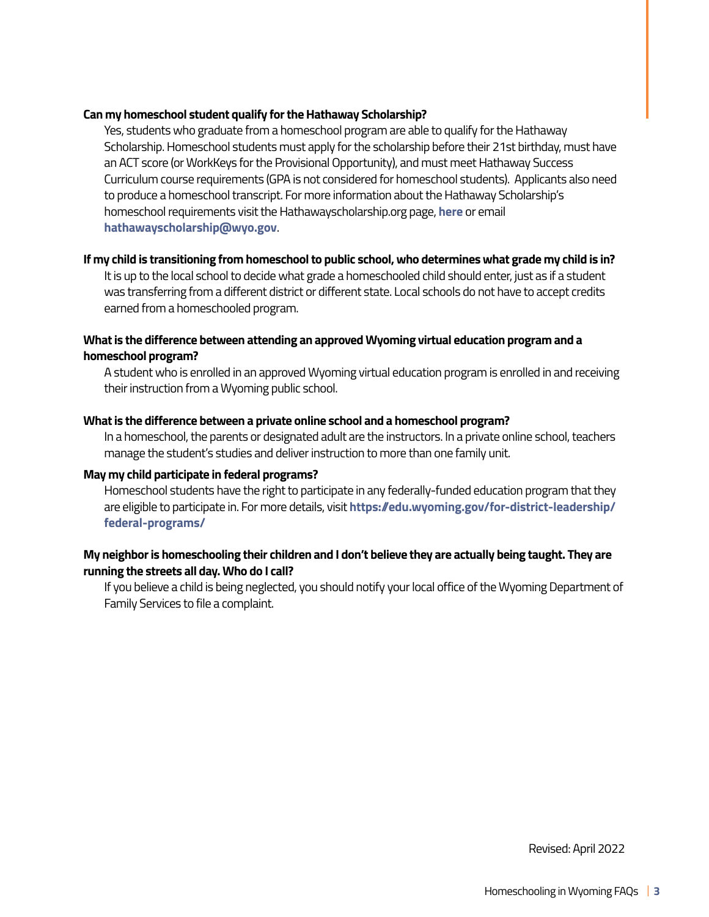**Can my homeschool student qualify for the Hathaway Scholarship?**

Yes, students who graduate from a homeschool program are able to qualify for the Hathaway Scholarship. Homeschool students must apply for the scholarship before their 21st birthday, must have an ACT score (or WorkKeys for the Provisional Opportunity), and must meet Hathaway Success Curriculum course requirements (GPA is not considered for homeschool students). Applicants also need to produce a homeschool transcript. For more information about the Hathaway Scholarship's homeschool requirements visit the Hathawayscholarship.org page, **here** or email **hathawayscholarship@wyo.gov**.

**If my child is transitioning from homeschool to public school, who determines what grade my child is in?**

It is up to the local school to decide what grade a homeschooled child should enter, just as if a student was transferring from a different district or different state. Local schools do not have to accept credits earned from a homeschooled program.

**What is the difference between attending an approved Wyoming virtual education program and a homeschool program?**

A student who is enrolled in an approved Wyoming virtual education program is enrolled in and receiving their instruction from a Wyoming public school.

**What is the difference between a private online school and a homeschool program?**

In a homeschool, the parents or designated adult are the instructors. In a private online school, teachers manage the student's studies and deliver instruction to more than one family unit.

**May my child participate in federal programs?**

Homeschool students have the right to participate in any federally-funded education program that they are eligible to participate in. For more details, visit **https://edu.wyoming.gov/for-district-leadership/federal-programs/**

**My neighbor is homeschooling their children and I don't believe they are actually being taught. They are running the streets all day. Who do I call?**

If you believe a child is being neglected, you should notify your local office of the Wyoming Department of Family Services to file a complaint.

Revised: April 2022